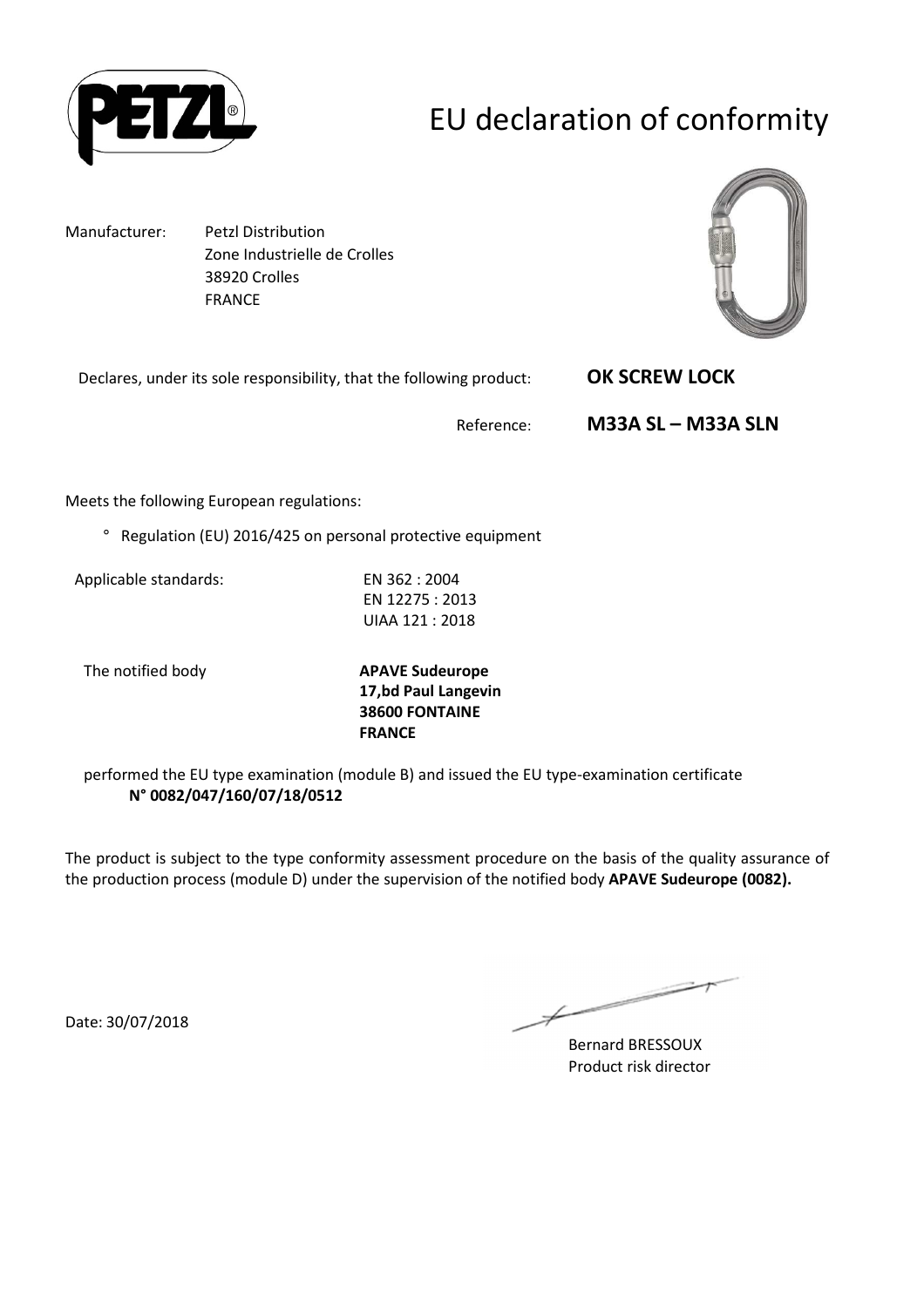# EU declaration of conformity

Manufacturer: Petzl Distribution
Zone Industrielle de Crolles
38920 Crolles
FRANCE

Declares, under its sole responsibility, that the following product: **OK SCREW LOCK**

Reference: **M33A SL – M33A SLN**

Meets the following European regulations:

° Regulation (EU) 2016/425 on personal protective equipment

Applicable standards:
EN 362 : 2004
EN 12275 : 2013
UIAA 121 : 2018

The notified body **APAVE Sudeurope**
**17,bd Paul Langevin**
**38600 FONTAINE**
**FRANCE**

performed the EU type examination (module B) and issued the EU type-examination certificate
**N° 0082/047/160/07/18/0512**

The product is subject to the type conformity assessment procedure on the basis of the quality assurance of the production process (module D) under the supervision of the notified body **APAVE Sudeurope (0082).**

Date: 30/07/2018

Bernard BRESSOUX
Product risk director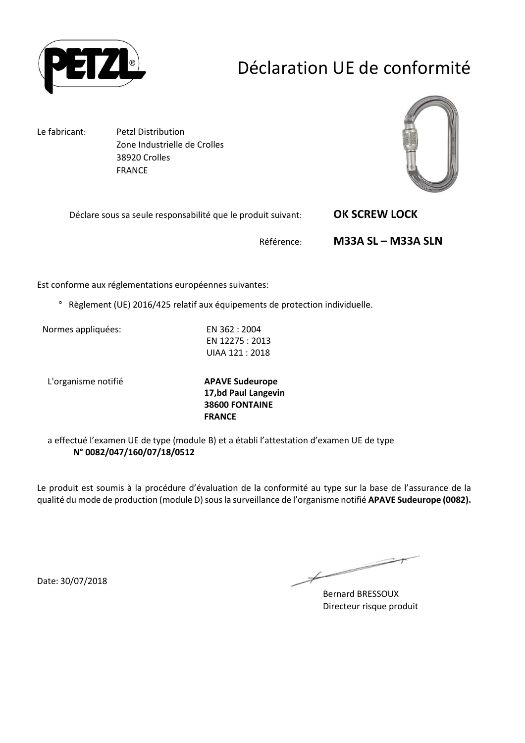# Déclaration UE de conformité

Le fabricant: Petzl Distribution
Zone Industrielle de Crolles
38920 Crolles
FRANCE

Déclare sous sa seule responsabilité que le produit suivant: **OK SCREW LOCK**

Référence: **M33A SL – M33A SLN**

Est conforme aux réglementations européennes suivantes:

° Règlement (UE) 2016/425 relatif aux équipements de protection individuelle.

Normes appliquées: EN 362 : 2004
EN 12275 : 2013
UIAA 121 : 2018

L'organisme notifié **APAVE Sudeurope**
**17,bd Paul Langevin**
**38600 FONTAINE**
**FRANCE**

a effectué l'examen UE de type (module B) et a établi l'attestation d'examen UE de type
**N° 0082/047/160/07/18/0512**

Le produit est soumis à la procédure d'évaluation de la conformité au type sur la base de l'assurance de la qualité du mode de production (module D) sous la surveillance de l'organisme notifié **APAVE Sudeurope (0082).**

Date: 30/07/2018

Bernard BRESSOUX
Directeur risque produit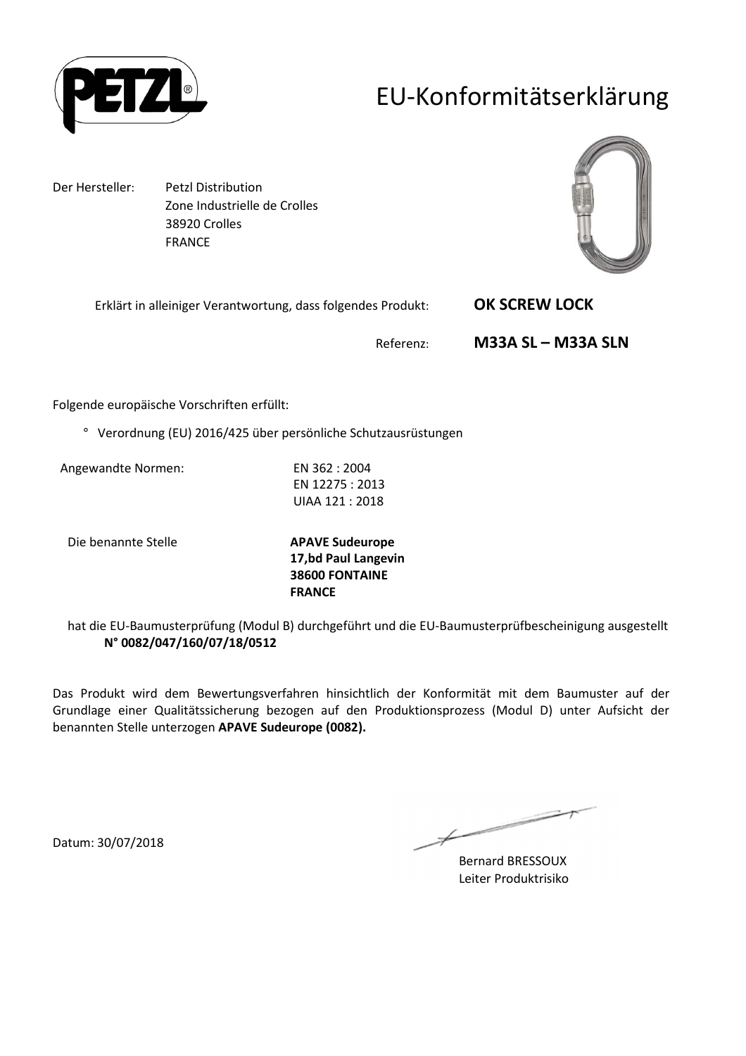# EU-Konformitätserklärung

Der Hersteller: Petzl Distribution
Zone Industrielle de Crolles
38920 Crolles
FRANCE

Erklärt in alleiniger Verantwortung, dass folgendes Produkt: **OK SCREW LOCK**

Referenz: **M33A SL – M33A SLN**

Folgende europäische Vorschriften erfüllt:

- Verordnung (EU) 2016/425 über persönliche Schutzausrüstungen

Angewandte Normen: EN 362 : 2004
EN 12275 : 2013
UIAA 121 : 2018

Die benannte Stelle **APAVE Sudeurope**
**17,bd Paul Langevin**
**38600 FONTAINE**
**FRANCE**

hat die EU-Baumusterprüfung (Modul B) durchgeführt und die EU-Baumusterprüfbescheinigung ausgestellt **N° 0082/047/160/07/18/0512**

Das Produkt wird dem Bewertungsverfahren hinsichtlich der Konformität mit dem Baumuster auf der Grundlage einer Qualitätssicherung bezogen auf den Produktionsprozess (Modul D) unter Aufsicht der benannten Stelle unterzogen **APAVE Sudeurope (0082).**

Datum: 30/07/2018

Bernard BRESSOUX
Leiter Produktrisiko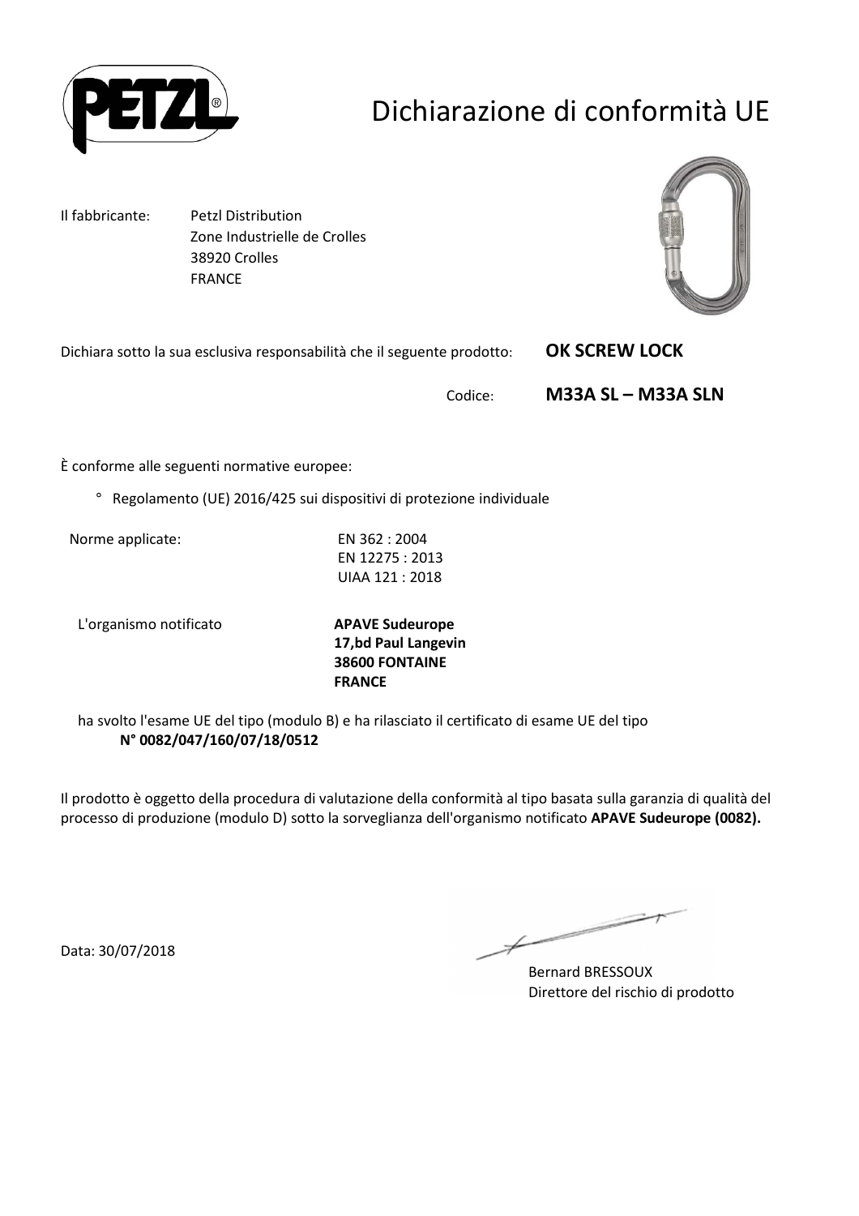# Dichiarazione di conformità UE

Il fabbricante: Petzl Distribution
Zone Industrielle de Crolles
38920 Crolles
FRANCE

Dichiara sotto la sua esclusiva responsabilità che il seguente prodotto: **OK SCREW LOCK**

Codice: **M33A SL – M33A SLN**

È conforme alle seguenti normative europee:

° Regolamento (UE) 2016/425 sui dispositivi di protezione individuale

Norme applicate: EN 362 : 2004
EN 12275 : 2013
UIAA 121 : 2018

L'organismo notificato **APAVE Sudeurope**
**17,bd Paul Langevin**
**38600 FONTAINE**
**FRANCE**

ha svolto l'esame UE del tipo (modulo B) e ha rilasciato il certificato di esame UE del tipo
**N° 0082/047/160/07/18/0512**

Il prodotto è oggetto della procedura di valutazione della conformità al tipo basata sulla garanzia di qualità del processo di produzione (modulo D) sotto la sorveglianza dell'organismo notificato **APAVE Sudeurope (0082).**

Data: 30/07/2018

Bernard BRESSOUX
Direttore del rischio di prodotto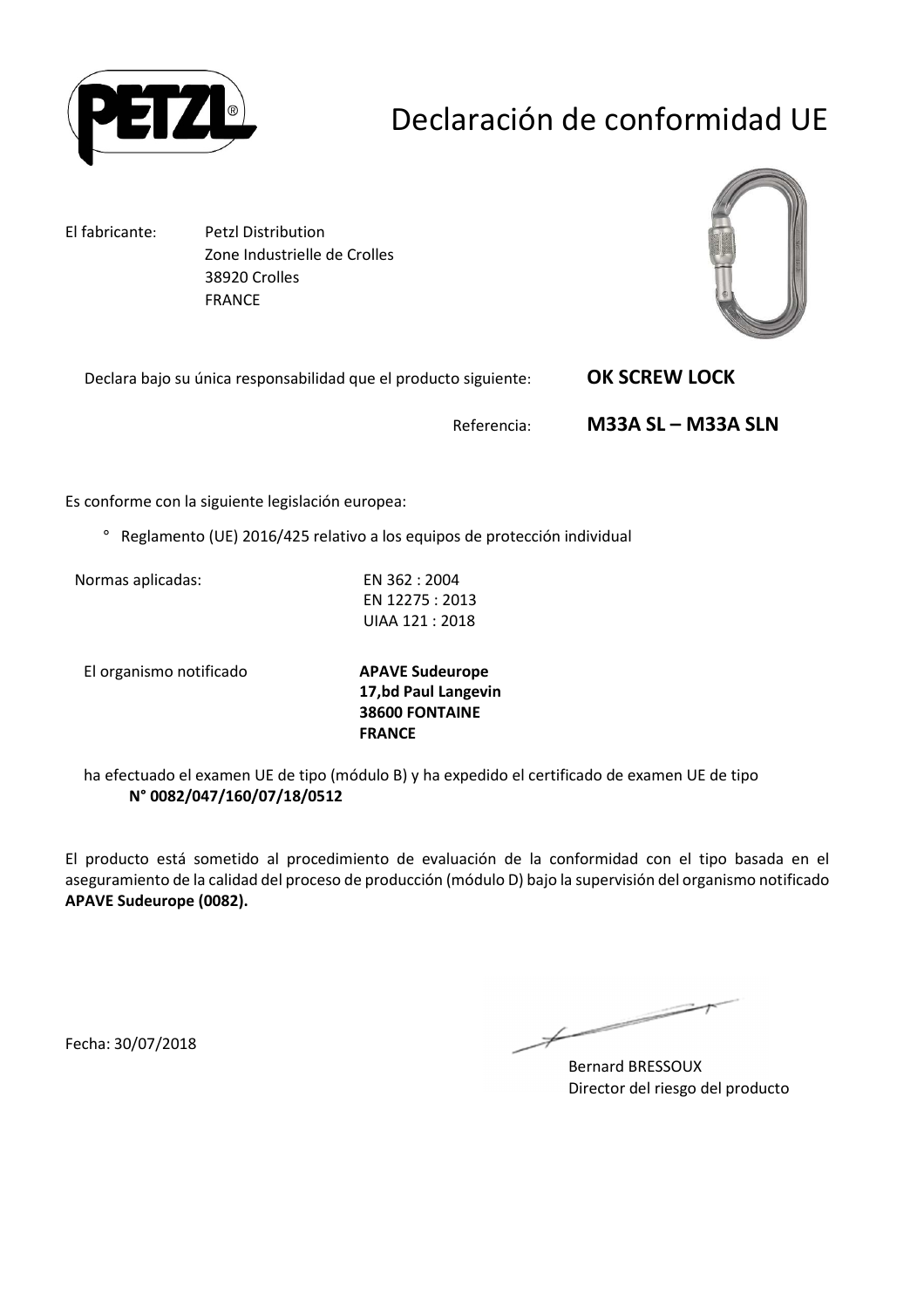# Declaración de conformidad UE

El fabricante: Petzl Distribution
Zone Industrielle de Crolles
38920 Crolles
FRANCE

Declara bajo su única responsabilidad que el producto siguiente: **OK SCREW LOCK**

Referencia: **M33A SL – M33A SLN**

Es conforme con la siguiente legislación europea:

° Reglamento (UE) 2016/425 relativo a los equipos de protección individual

Normas aplicadas: EN 362 : 2004
EN 12275 : 2013
UIAA 121 : 2018

El organismo notificado **APAVE Sudeurope**
**17,bd Paul Langevin**
**38600 FONTAINE**
**FRANCE**

ha efectuado el examen UE de tipo (módulo B) y ha expedido el certificado de examen UE de tipo
**N° 0082/047/160/07/18/0512**

El producto está sometido al procedimiento de evaluación de la conformidad con el tipo basada en el aseguramiento de la calidad del proceso de producción (módulo D) bajo la supervisión del organismo notificado **APAVE Sudeurope (0082).**

Fecha: 30/07/2018

Bernard BRESSOUX
Director del riesgo del producto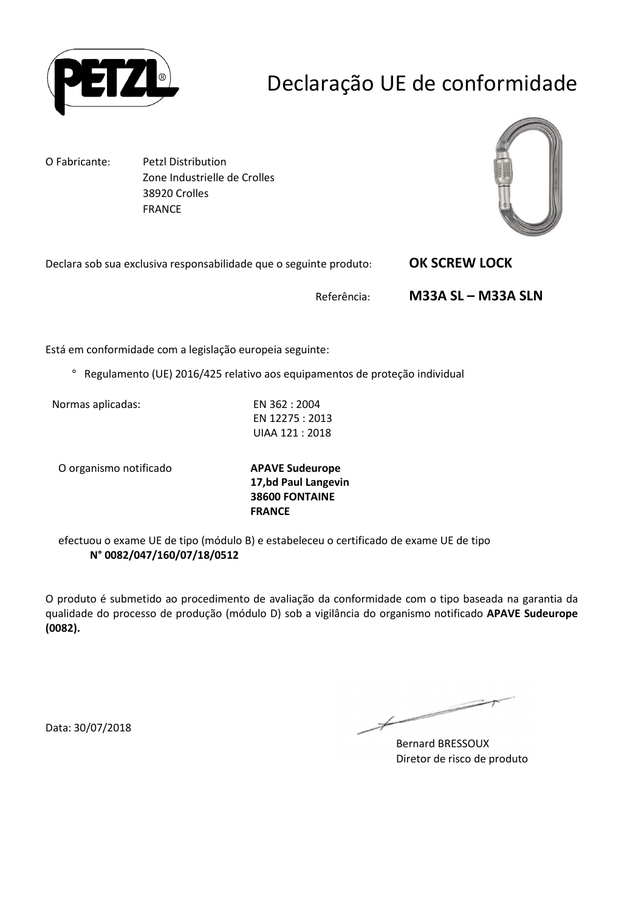# Declaração UE de conformidade

O Fabricante: Petzl Distribution
Zone Industrielle de Crolles
38920 Crolles
FRANCE

Declara sob sua exclusiva responsabilidade que o seguinte produto: **OK SCREW LOCK**

Referência: **M33A SL – M33A SLN**

Está em conformidade com a legislação europeia seguinte:

° Regulamento (UE) 2016/425 relativo aos equipamentos de proteção individual

Normas aplicadas: EN 362 : 2004
EN 12275 : 2013
UIAA 121 : 2018

O organismo notificado **APAVE Sudeurope**
**17,bd Paul Langevin**
**38600 FONTAINE**
**FRANCE**

efectuou o exame UE de tipo (módulo B) e estabeleceu o certificado de exame UE de tipo
**N° 0082/047/160/07/18/0512**

O produto é submetido ao procedimento de avaliação da conformidade com o tipo baseada na garantia da qualidade do processo de produção (módulo D) sob a vigilância do organismo notificado **APAVE Sudeurope (0082).**

Data: 30/07/2018

Bernard BRESSOUX
Diretor de risco de produto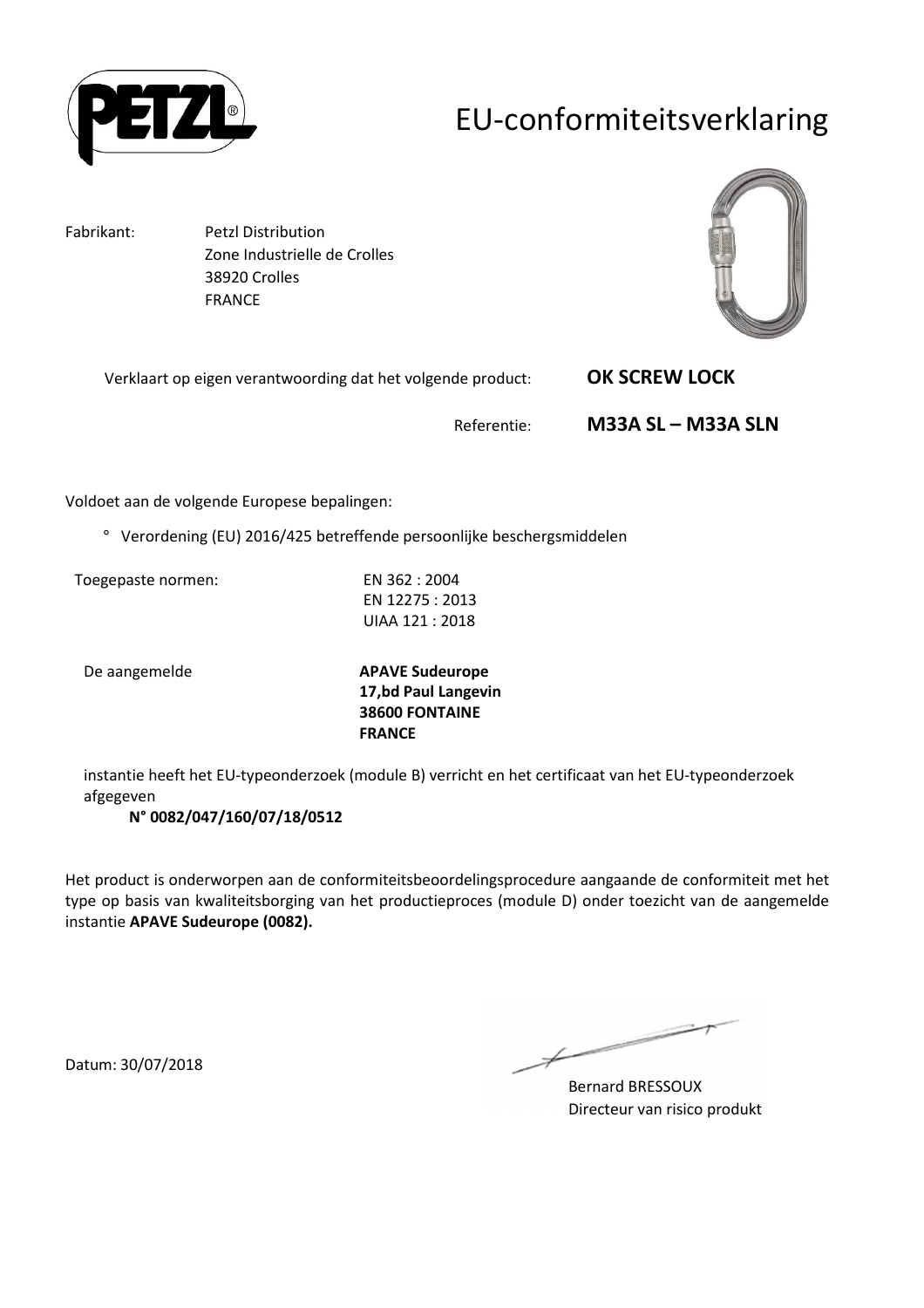# EU-conformiteitsverklaring

Fabrikant: Petzl Distribution
Zone Industrielle de Crolles
38920 Crolles
FRANCE

Verklaart op eigen verantwoording dat het volgende product: **OK SCREW LOCK**

Referentie: **M33A SL – M33A SLN**

Voldoet aan de volgende Europese bepalingen:

° Verordening (EU) 2016/425 betreffende persoonlijke beschergsmiddelen

Toegepaste normen: EN 362 : 2004
EN 12275 : 2013
UIAA 121 : 2018

De aangemelde **APAVE Sudeurope**
**17,bd Paul Langevin**
**38600 FONTAINE**
**FRANCE**

instantie heeft het EU-typeonderzoek (module B) verricht en het certificaat van het EU-typeonderzoek afgegeven
**N° 0082/047/160/07/18/0512**

Het product is onderworpen aan de conformiteitsbeoordelingsprocedure aangaande de conformiteit met het type op basis van kwaliteitsborging van het productieproces (module D) onder toezicht van de aangemelde instantie **APAVE Sudeurope (0082).**

Datum: 30/07/2018

Bernard BRESSOUX
Directeur van risico produkt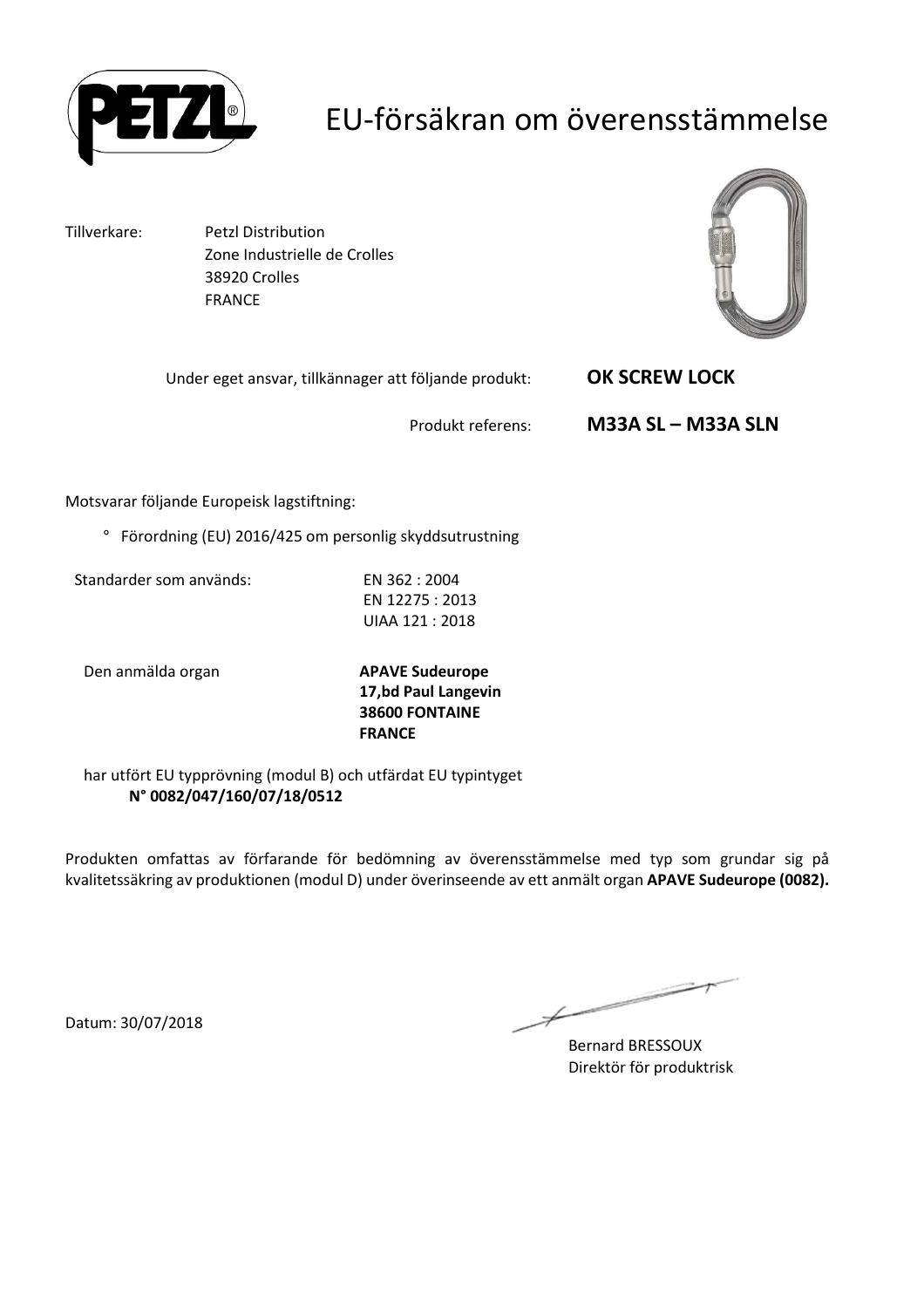# EU-försäkran om överensstämmelse

Tillverkare: Petzl Distribution
Zone Industrielle de Crolles
38920 Crolles
FRANCE

Under eget ansvar, tillkännager att följande produkt: **OK SCREW LOCK**

Produkt referens: **M33A SL – M33A SLN**

Motsvarar följande Europeisk lagstiftning:

° Förordning (EU) 2016/425 om personlig skyddsutrustning

Standarder som används: EN 362 : 2004
EN 12275 : 2013
UIAA 121 : 2018

Den anmälda organ **APAVE Sudeurope**
**17,bd Paul Langevin**
**38600 FONTAINE**
**FRANCE**

har utfört EU typprövning (modul B) och utfärdat EU typintyget
**N° 0082/047/160/07/18/0512**

Produkten omfattas av förfarande för bedömning av överensstämmelse med typ som grundar sig på kvalitetssäkring av produktionen (modul D) under överinseende av ett anmält organ **APAVE Sudeurope (0082).**

Datum: 30/07/2018

Bernard BRESSOUX
Direktör för produktrisk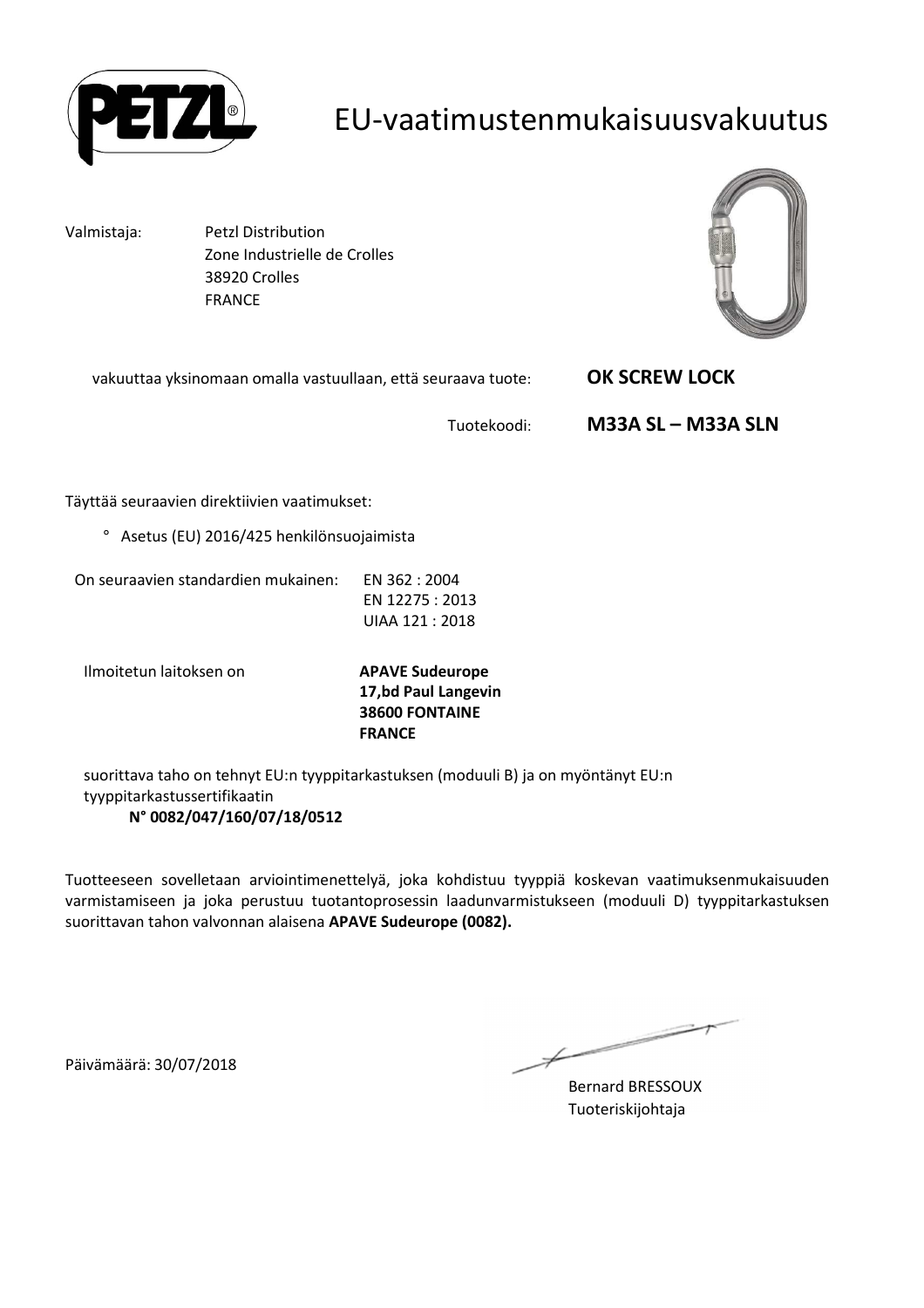# EU-vaatimustenmukaisuusvakuutus

Valmistaja: Petzl Distribution
Zone Industrielle de Crolles
38920 Crolles
FRANCE

vakuuttaa yksinomaan omalla vastuullaan, että seuraava tuote: **OK SCREW LOCK**

Tuotekoodi: **M33A SL – M33A SLN**

Täyttää seuraavien direktiivien vaatimukset:

° Asetus (EU) 2016/425 henkilönsuojaimista

On seuraavien standardien mukainen: EN 362 : 2004
EN 12275 : 2013
UIAA 121 : 2018

Ilmoitetun laitoksen on **APAVE Sudeurope**
**17,bd Paul Langevin**
**38600 FONTAINE**
**FRANCE**

suorittava taho on tehnyt EU:n tyyppitarkastuksen (moduuli B) ja on myöntänyt EU:n tyyppitarkastussertifikaatin
**N° 0082/047/160/07/18/0512**

Tuotteeseen sovelletaan arviointimenettelyä, joka kohdistuu tyyppiä koskevan vaatimuksenmukaisuuden varmistamiseen ja joka perustuu tuotantoprosessin laadunvarmistukseen (moduuli D) tyyppitarkastuksen suorittavan tahon valvonnan alaisena **APAVE Sudeurope (0082).**

Päivämäärä: 30/07/2018

Bernard BRESSOUX
Tuoteriskijohtaja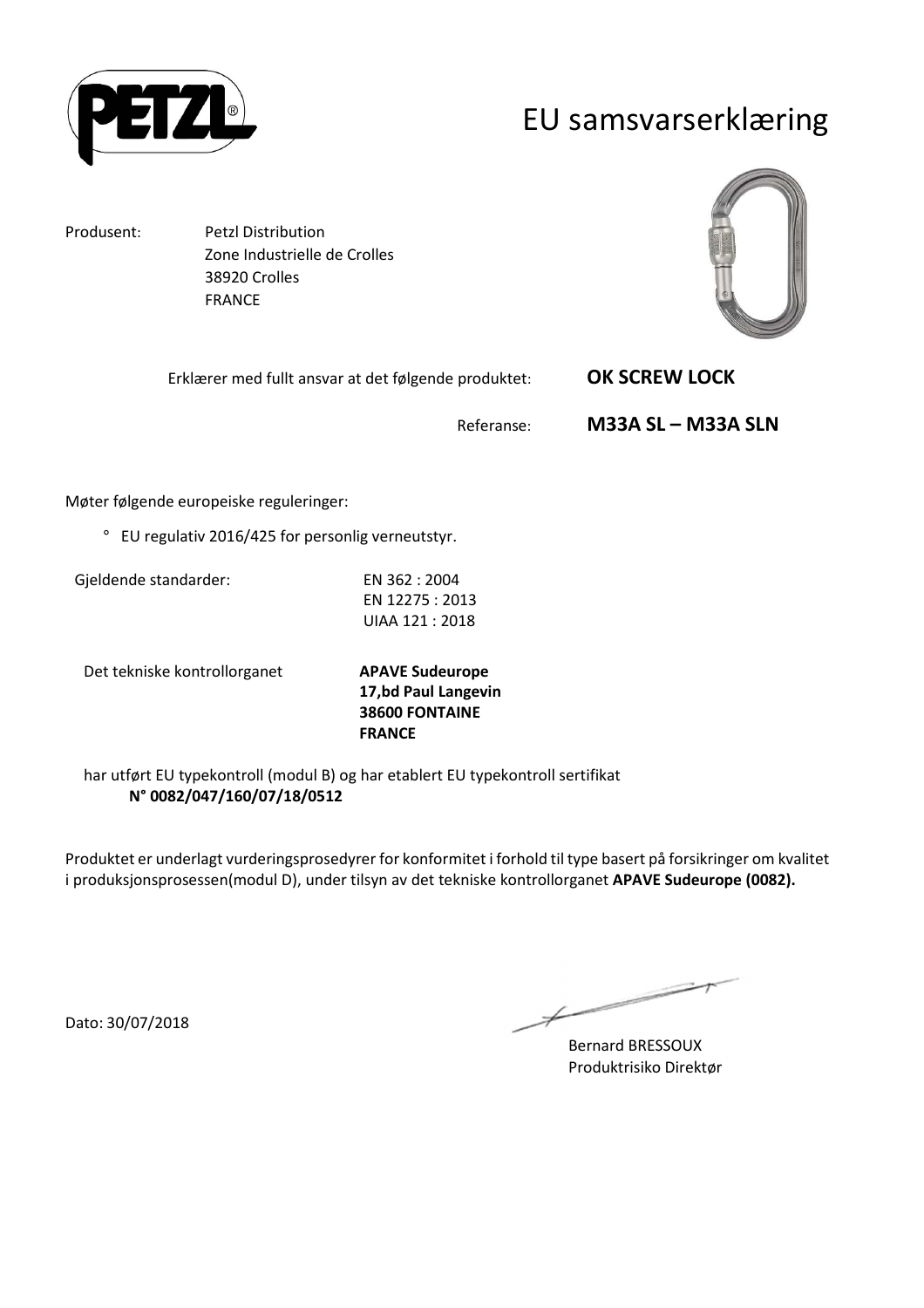PETZL

# EU samsvarserklæring

Produsent: Petzl Distribution
Zone Industrielle de Crolles
38920 Crolles
FRANCE

Erklærer med fullt ansvar at det følgende produktet: **OK SCREW LOCK**

Referanse: **M33A SL – M33A SLN**

Møter følgende europeiske reguleringer:

° EU regulativ 2016/425 for personlig verneutstyr.

Gjeldende standarder: EN 362 : 2004
EN 12275 : 2013
UIAA 121 : 2018

Det tekniske kontrollorganet **APAVE Sudeurope**
**17,bd Paul Langevin**
**38600 FONTAINE**
**FRANCE**

har utført EU typekontroll (modul B) og har etablert EU typekontroll sertifikat
**N° 0082/047/160/07/18/0512**

Produktet er underlagt vurderingsprosedyrer for konformitet i forhold til type basert på forsikringer om kvalitet i produksjonsprosessen(modul D), under tilsyn av det tekniske kontrollorganet **APAVE Sudeurope (0082).**

Dato: 30/07/2018

Bernard BRESSOUX
Produktrisiko Direktør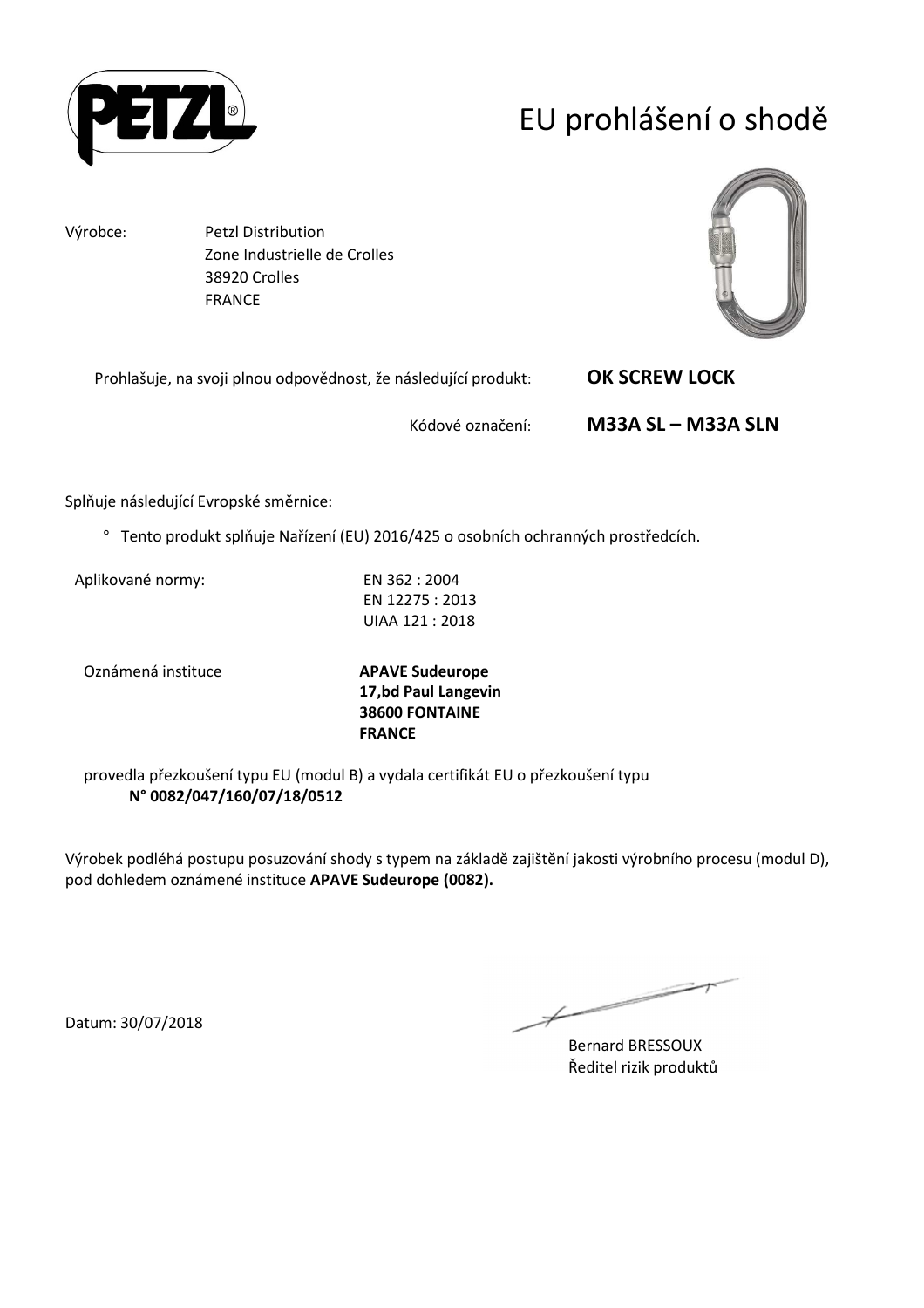# EU prohlášení o shodě

Výrobce: Petzl Distribution
Zone Industrielle de Crolles
38920 Crolles
FRANCE

Prohlašuje, na svoji plnou odpovědnost, že následující produkt: **OK SCREW LOCK**

Kódové označení: **M33A SL – M33A SLN**

Splňuje následující Evropské směrnice:

- Tento produkt splňuje Nařízení (EU) 2016/425 o osobních ochranných prostředcích.

Aplikované normy:
EN 362 : 2004
EN 12275 : 2013
UIAA 121 : 2018

Oznámená instituce
**APAVE Sudeurope**
**17,bd Paul Langevin**
**38600 FONTAINE**
**FRANCE**

provedla přezkoušení typu EU (modul B) a vydala certifikát EU o přezkoušení typu
**N° 0082/047/160/07/18/0512**

Výrobek podléhá postupu posuzování shody s typem na základě zajištění jakosti výrobního procesu (modul D), pod dohledem oznámené instituce **APAVE Sudeurope (0082).**

Datum: 30/07/2018

Bernard BRESSOUX
Ředitel rizik produktů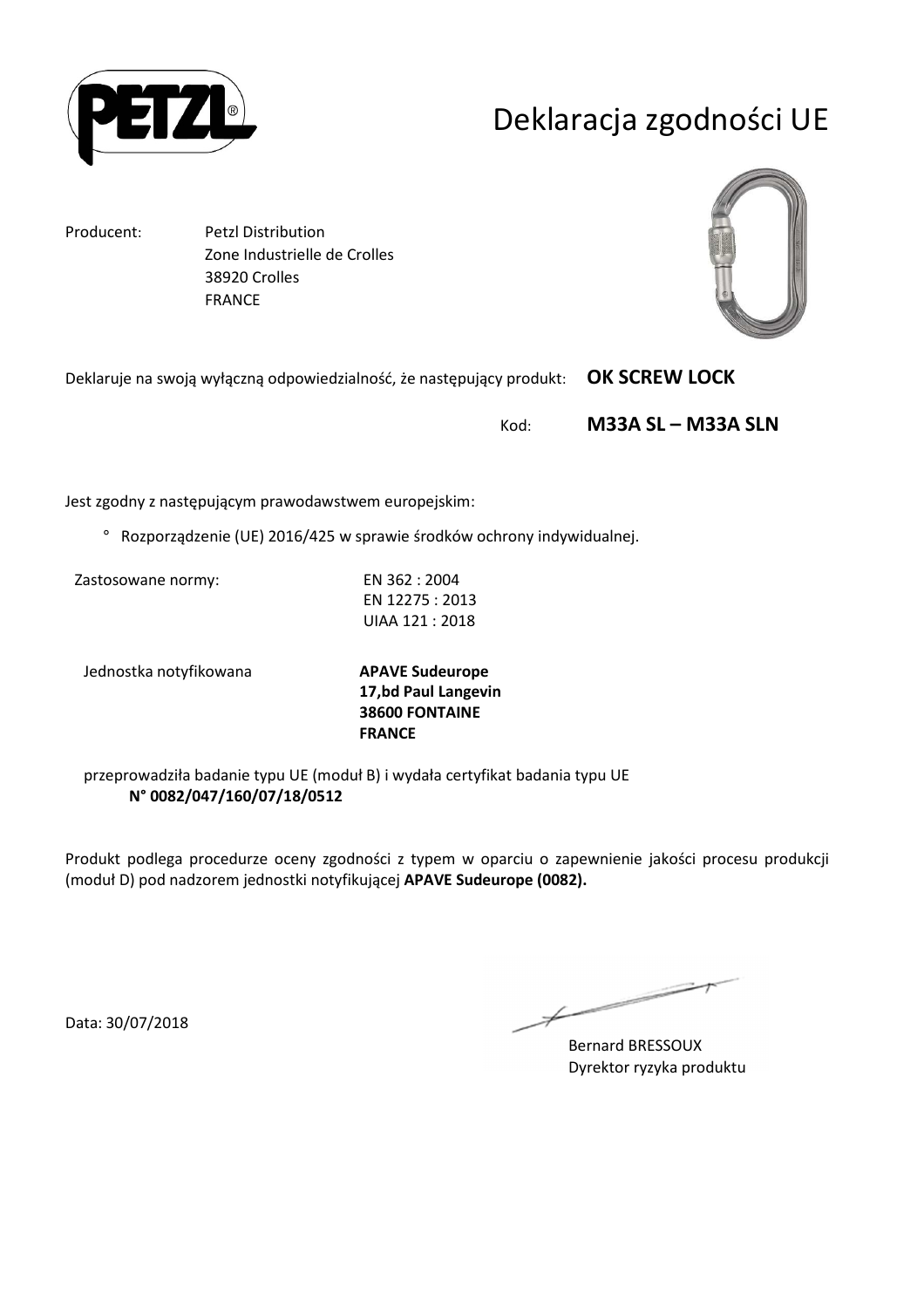# Deklaracja zgodności UE

Producent: Petzl Distribution
Zone Industrielle de Crolles
38920 Crolles
FRANCE

Deklaruje na swoją wyłączną odpowiedzialność, że następujący produkt: **OK SCREW LOCK**

Kod: **M33A SL – M33A SLN**

Jest zgodny z następującym prawodawstwem europejskim:

° Rozporządzenie (UE) 2016/425 w sprawie środków ochrony indywidualnej.

Zastosowane normy:
EN 362 : 2004
EN 12275 : 2013
UIAA 121 : 2018

Jednostka notyfikowana
**APAVE Sudeurope**
**17,bd Paul Langevin**
**38600 FONTAINE**
**FRANCE**

przeprowadziła badanie typu UE (moduł B) i wydała certyfikat badania typu UE
**N° 0082/047/160/07/18/0512**

Produkt podlega procedurze oceny zgodności z typem w oparciu o zapewnienie jakości procesu produkcji (moduł D) pod nadzorem jednostki notyfikującej **APAVE Sudeurope (0082).**

Data: 30/07/2018

Bernard BRESSOUX
Dyrektor ryzyka produktu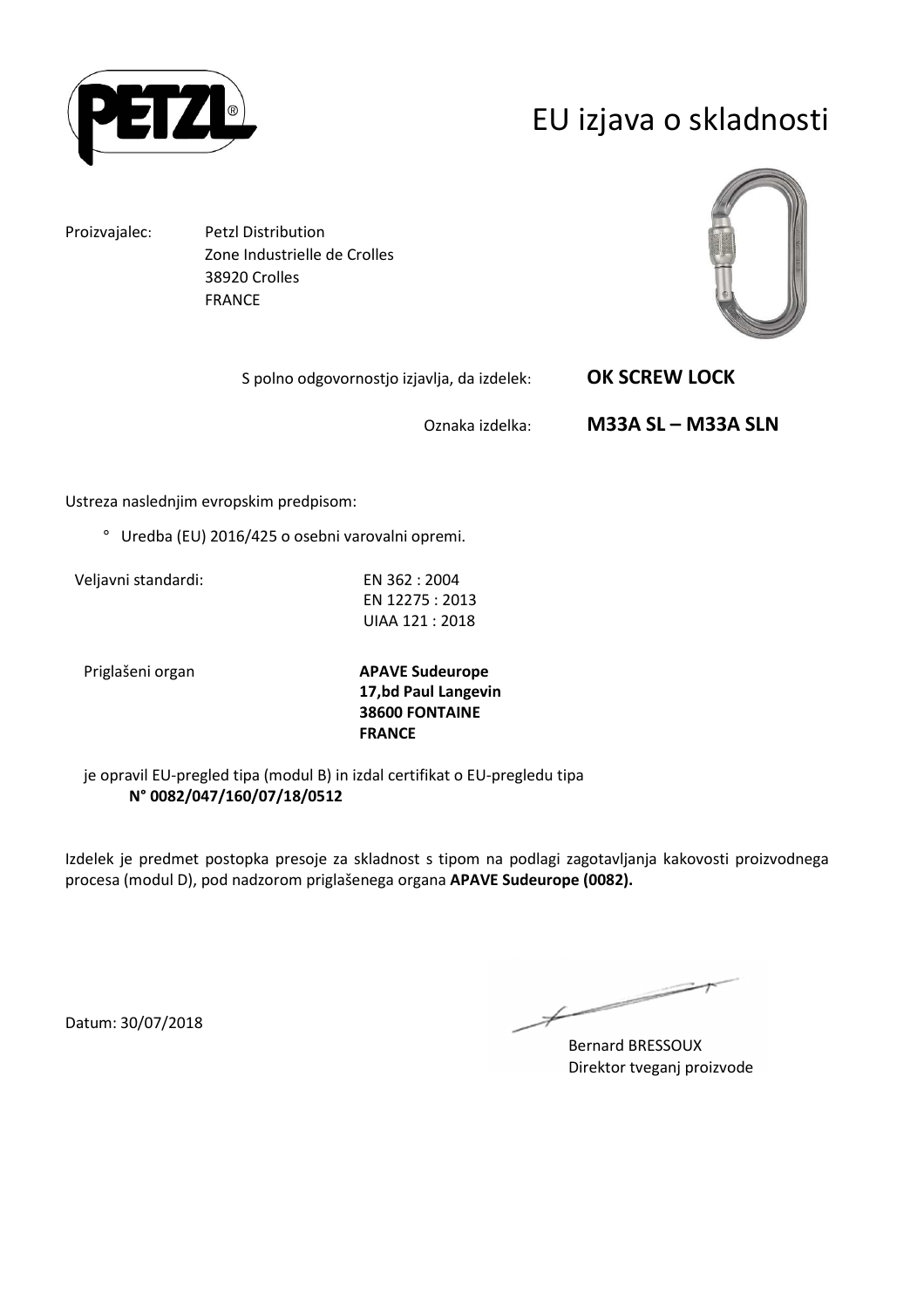# EU izjava o skladnosti

Proizvajalec: Petzl Distribution
Zone Industrielle de Crolles
38920 Crolles
FRANCE

S polno odgovornostjo izjavlja, da izdelek: **OK SCREW LOCK**

Oznaka izdelka: **M33A SL – M33A SLN**

Ustreza naslednjim evropskim predpisom:

° Uredba (EU) 2016/425 o osebni varovalni opremi.

Veljavni standardi: EN 362 : 2004
EN 12275 : 2013
UIAA 121 : 2018

Priglašeni organ **APAVE Sudeurope**
**17,bd Paul Langevin**
**38600 FONTAINE**
**FRANCE**

je opravil EU-pregled tipa (modul B) in izdal certifikat o EU-pregledu tipa
**N° 0082/047/160/07/18/0512**

Izdelek je predmet postopka presoje za skladnost s tipom na podlagi zagotavljanja kakovosti proizvodnega procesa (modul D), pod nadzorom priglašenega organa **APAVE Sudeurope (0082).**

Datum: 30/07/2018

Bernard BRESSOUX
Direktor tveganj proizvode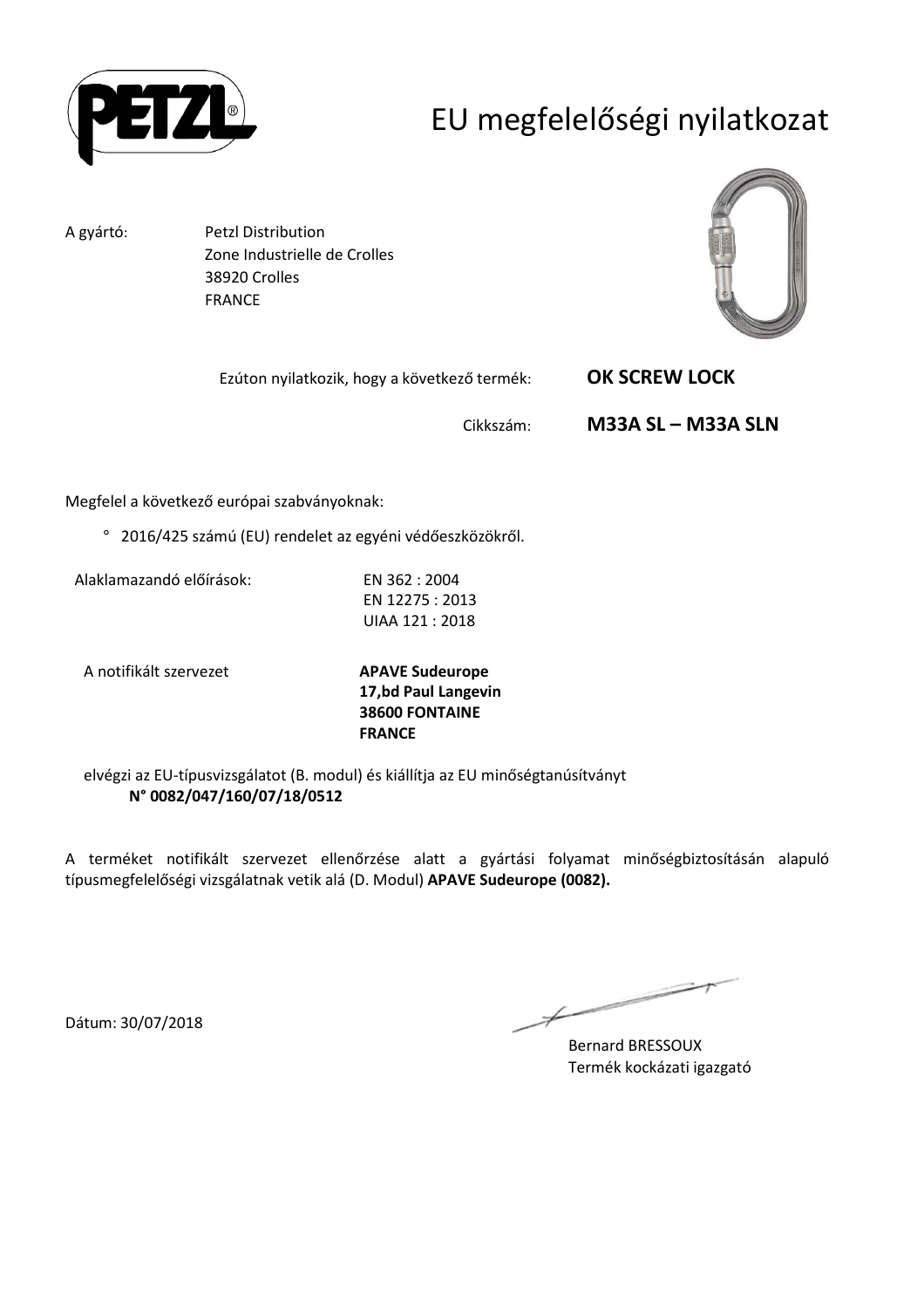# EU megfelelőségi nyilatkozat

A gyártó: Petzl Distribution
Zone Industrielle de Crolles
38920 Crolles
FRANCE

Ezúton nyilatkozik, hogy a következő termék: **OK SCREW LOCK**

Cikkszám: **M33A SL – M33A SLN**

Megfelel a következő európai szabványoknak:

° 2016/425 számú (EU) rendelet az egyéni védőeszközökről.

Alaklamazandó előírások: EN 362 : 2004
EN 12275 : 2013
UIAA 121 : 2018

A notifikált szervezet **APAVE Sudeurope**
**17,bd Paul Langevin**
**38600 FONTAINE**
**FRANCE**

elvégzi az EU-típusvizsgálatot (B. modul) és kiállítja az EU minőségtanúsítványt
**N° 0082/047/160/07/18/0512**

A terméket notifikált szervezet ellenőrzése alatt a gyártási folyamat minőségbiztosításán alapuló típusmegfelelőségi vizsgálatnak vetik alá (D. Modul) **APAVE Sudeurope (0082).**

Dátum: 30/07/2018

Bernard BRESSOUX
Termék kockázati igazgató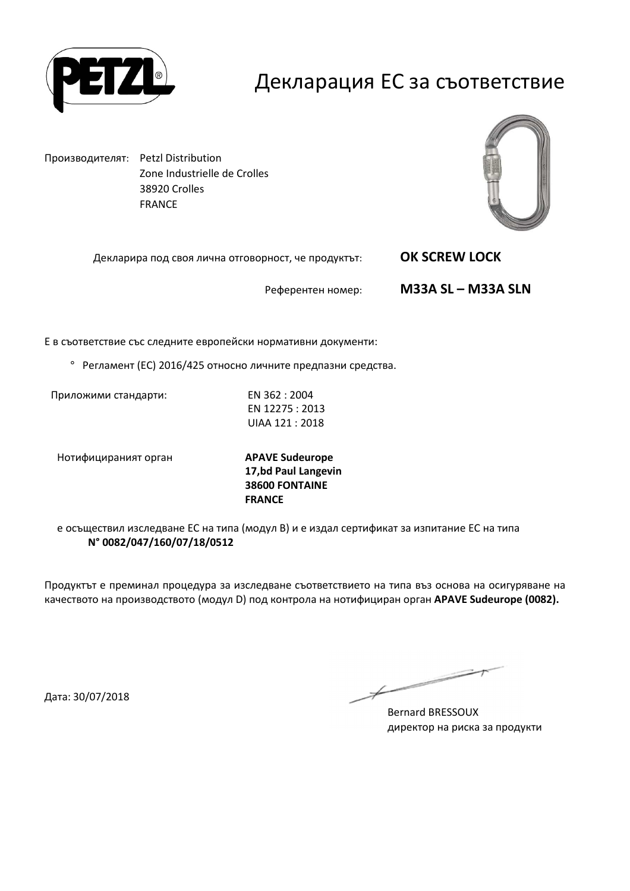# Декларация ЕС за съответствие

Производителят: Petzl Distribution
Zone Industrielle de Crolles
38920 Crolles
FRANCE

Декларира под своя лична отговорност, че продуктът: **OK SCREW LOCK**

Референтен номер: **M33A SL – M33A SLN**

Е в съответствие със следните европейски нормативни документи:

- Регламент (ЕС) 2016/425 относно личните предпазни средства.

Приложими стандарти: EN 362 : 2004
EN 12275 : 2013
UIAA 121 : 2018

Нотифицираният орган **APAVE Sudeurope**
**17,bd Paul Langevin**
**38600 FONTAINE**
**FRANCE**

е осъществил изследване ЕС на типа (модул B) и е издал сертификат за изпитание ЕС на типа
**N° 0082/047/160/07/18/0512**

Продуктът е преминал процедура за изследване съответствието на типа въз основа на осигуряване на качеството на производството (модул D) под контрола на нотифициран орган **APAVE Sudeurope (0082).**

Дата: 30/07/2018

Bernard BRESSOUX
директор на риска за продукти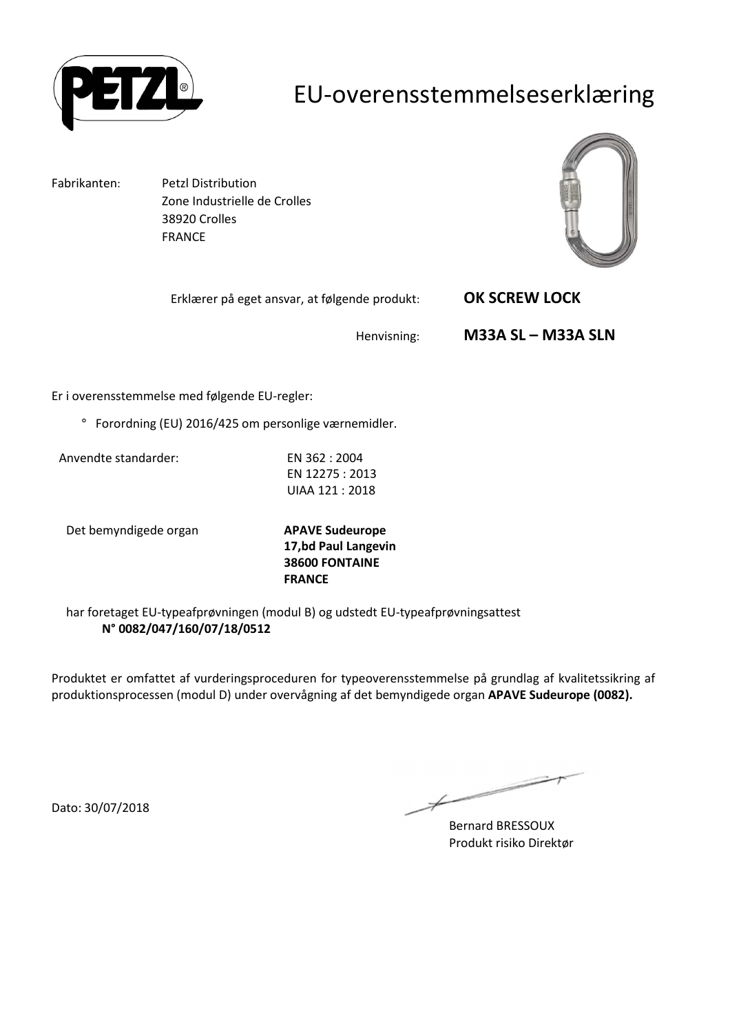# EU-overensstemmelseserklæring

| | |
|---|---|
| Fabrikanten: | Petzl Distribution<br>Zone Industrielle de Crolles<br>38920 Crolles<br>FRANCE |

Erklærer på eget ansvar, at følgende produkt: **OK SCREW LOCK**

Henvisning: **M33A SL – M33A SLN**

Er i overensstemmelse med følgende EU-regler:

° Forordning (EU) 2016/425 om personlige værnemidler.

| | |
|---|---|
| Anvendte standarder: | EN 362 : 2004<br>EN 12275 : 2013<br>UIAA 121 : 2018 |
| Det bemyndigede organ | **APAVE Sudeurope**<br>**17,bd Paul Langevin**<br>**38600 FONTAINE**<br>**FRANCE** |

har foretaget EU-typeafprøvningen (modul B) og udstedt EU-typeafprøvningsattest
**N° 0082/047/160/07/18/0512**

Produktet er omfattet af vurderingsproceduren for typeoverensstemmelse på grundlag af kvalitetssikring af produktionsprocessen (modul D) under overvågning af det bemyndigede organ **APAVE Sudeurope (0082).**

Dato: 30/07/2018

Bernard BRESSOUX
Produkt risiko Direktør